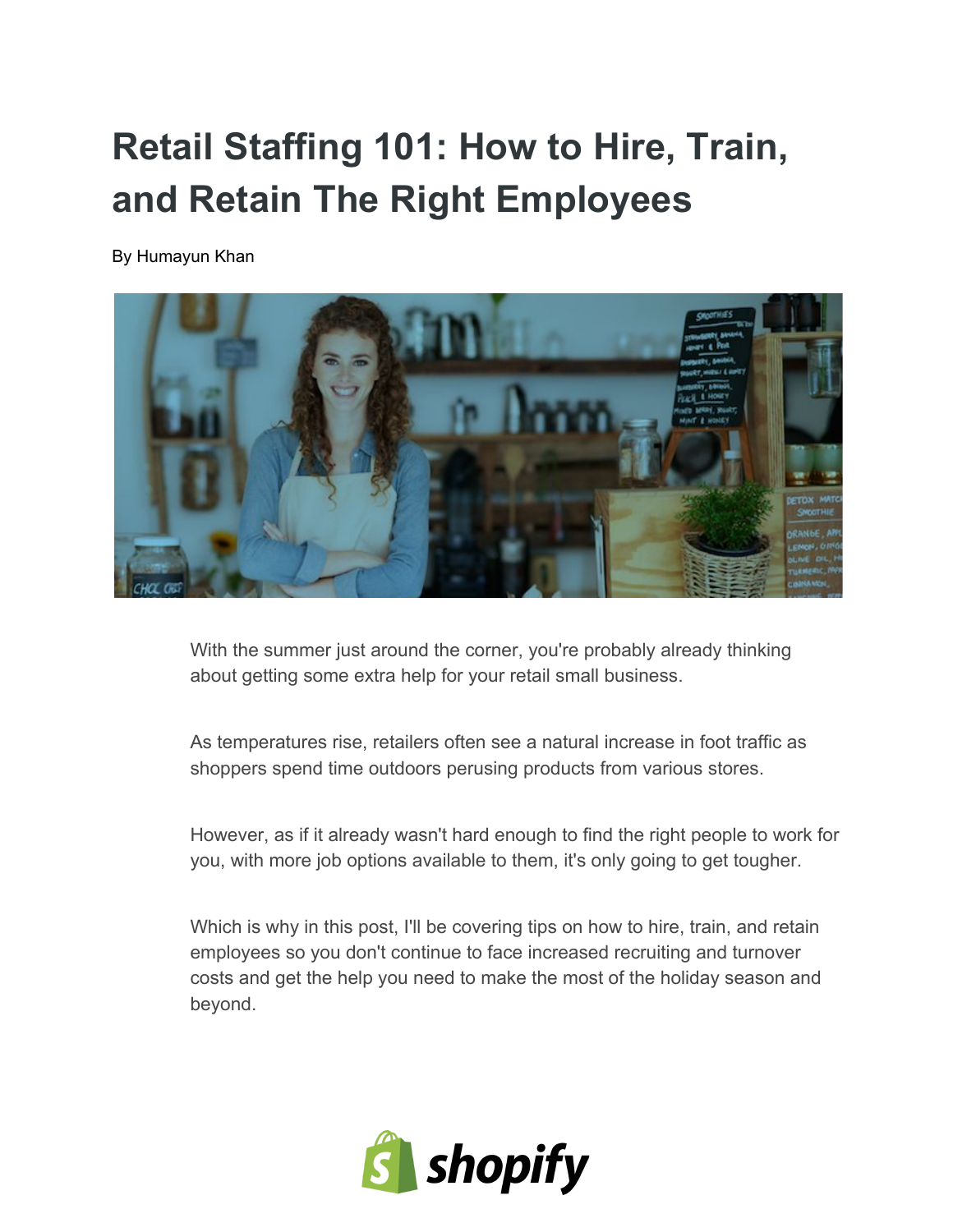# Retail Staffing 101: How to Hire, Train, and Retain The Right Employees

By Humayun Khan

With the summer just around the corner, you're probably already thinking about getting some extra help for your retail small business.

As temperatures rise, retailers often see a natural increase in foot traffic as shoppers spend time outdoors perusing products from various stores.

However, as if it already wasn't hard enough to find the right people to work for you, with more job options available to them, it's only going to get tougher.

Which is why in this post, I'll be covering tips on how to hire, train, and retain employees so you don't continue to face increased recruiting and turnover costs and get the help you need to make the most of the holiday season and beyond.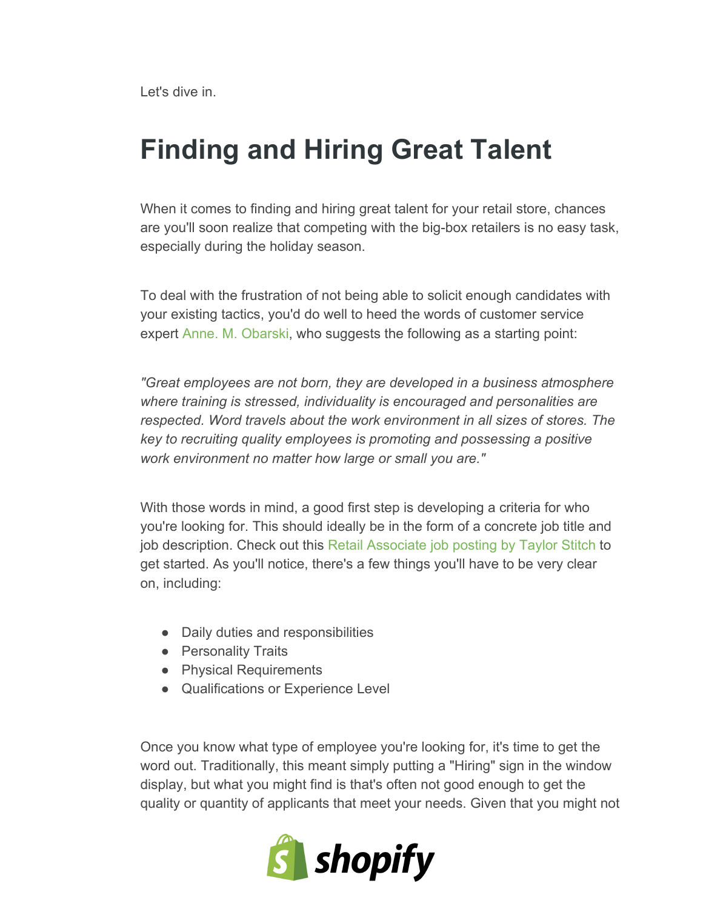Let's dive in.

# Finding and Hiring Great Talent

When it comes to finding and hiring great talent for your retail store, chances are you'll soon realize that competing with the big-box retailers is no easy task, especially during the holiday season.

To deal with the frustration of not being able to solicit enough candidates with your existing tactics, you'd do well to heed the words of customer service expert Anne. M. Obarski, who suggests the following as a starting point:

*"Great employees are not born, they are developed in a business atmosphere where training is stressed, individuality is encouraged and personalities are respected. Word travels about the work environment in all sizes of stores. The key to recruiting quality employees is promoting and possessing a positive work environment no matter how large or small you are."*

With those words in mind, a good first step is developing a criteria for who you're looking for. This should ideally be in the form of a concrete job title and job description. Check out this Retail Associate job posting by Taylor Stitch to get started. As you'll notice, there's a few things you'll have to be very clear on, including:

- Daily duties and responsibilities
- Personality Traits
- Physical Requirements
- Qualifications or Experience Level

Once you know what type of employee you're looking for, it's time to get the word out. Traditionally, this meant simply putting a "Hiring" sign in the window display, but what you might find is that's often not good enough to get the quality or quantity of applicants that meet your needs. Given that you might not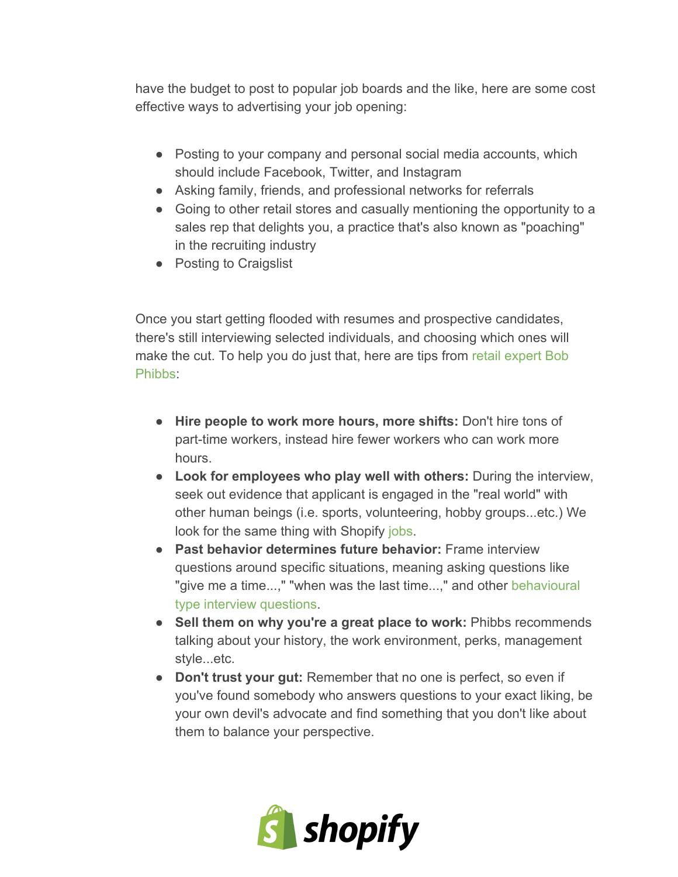have the budget to post to popular job boards and the like, here are some cost effective ways to advertising your job opening:

- Posting to your company and personal social media accounts, which should include Facebook, Twitter, and Instagram
- Asking family, friends, and professional networks for referrals
- Going to other retail stores and casually mentioning the opportunity to a sales rep that delights you, a practice that's also known as "poaching" in the recruiting industry
- Posting to Craigslist

Once you start getting flooded with resumes and prospective candidates, there's still interviewing selected individuals, and choosing which ones will make the cut. To help you do just that, here are tips from retail expert Bob Phibbs:

- **Hire people to work more hours, more shifts:** Don't hire tons of part-time workers, instead hire fewer workers who can work more hours.
- **Look for employees who play well with others:** During the interview, seek out evidence that applicant is engaged in the "real world" with other human beings (i.e. sports, volunteering, hobby groups...etc.) We look for the same thing with Shopify jobs.
- **Past behavior determines future behavior:** Frame interview questions around specific situations, meaning asking questions like "give me a time...," "when was the last time...," and other behavioural type interview questions.
- **Sell them on why you're a great place to work:** Phibbs recommends talking about your history, the work environment, perks, management style...etc.
- **Don't trust your gut:** Remember that no one is perfect, so even if you've found somebody who answers questions to your exact liking, be your own devil's advocate and find something that you don't like about them to balance your perspective.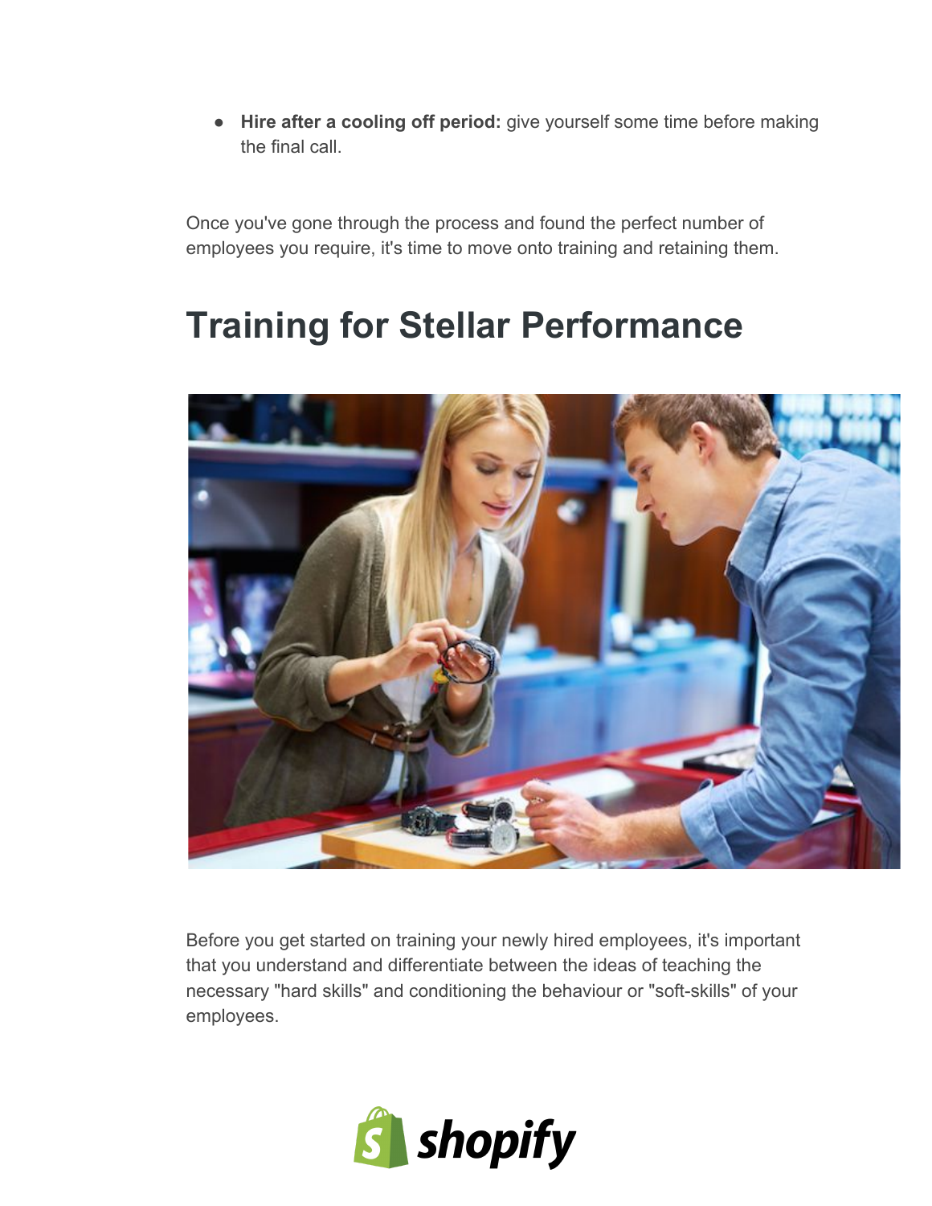- **Hire after a cooling off period:** give yourself some time before making the final call.

Once you've gone through the process and found the perfect number of employees you require, it's time to move onto training and retaining them.

# Training for Stellar Performance

Before you get started on training your newly hired employees, it's important that you understand and differentiate between the ideas of teaching the necessary "hard skills" and conditioning the behaviour or "soft-skills" of your employees.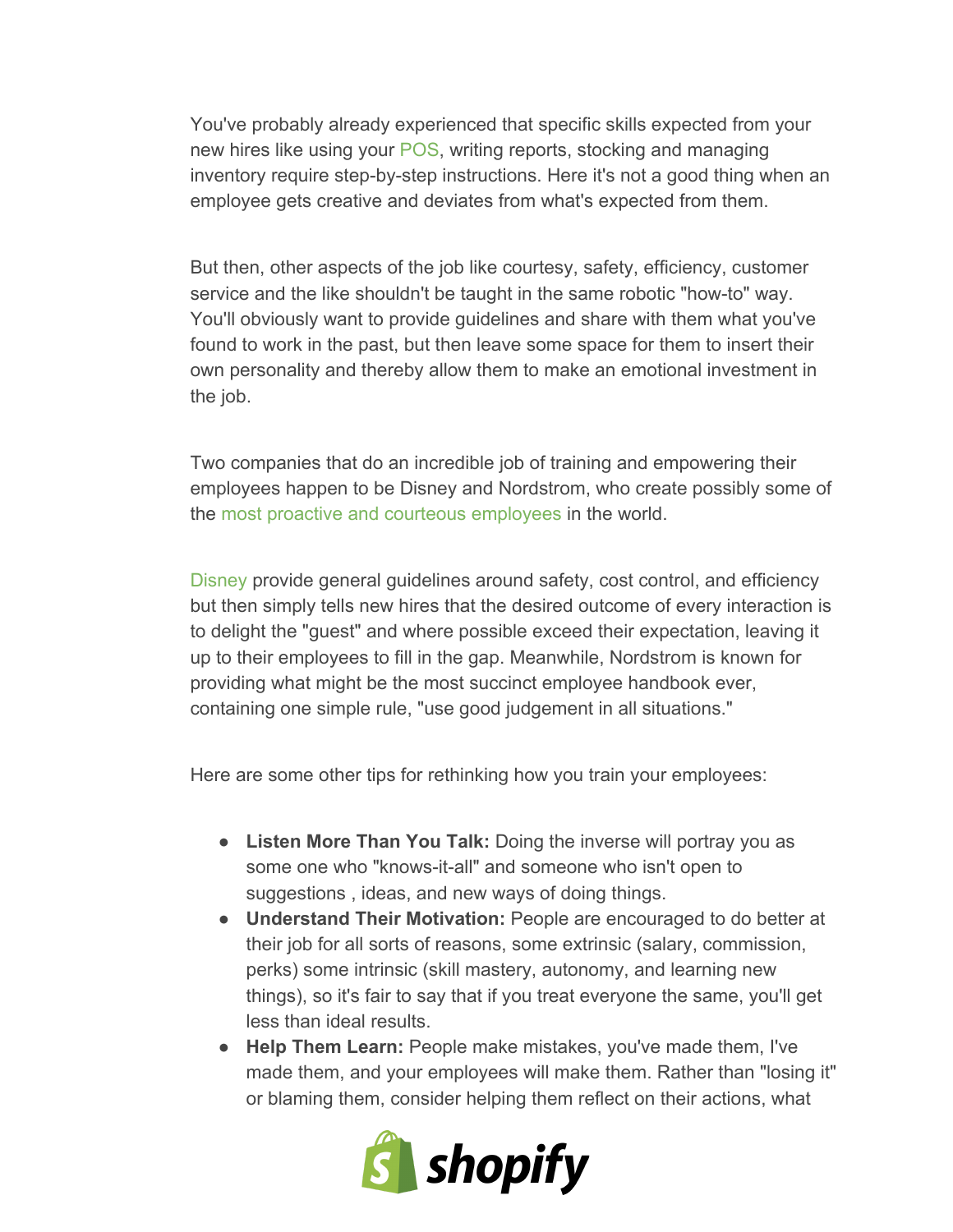You've probably already experienced that specific skills expected from your new hires like using your POS, writing reports, stocking and managing inventory require step-by-step instructions. Here it's not a good thing when an employee gets creative and deviates from what's expected from them.

But then, other aspects of the job like courtesy, safety, efficiency, customer service and the like shouldn't be taught in the same robotic "how-to" way. You'll obviously want to provide guidelines and share with them what you've found to work in the past, but then leave some space for them to insert their own personality and thereby allow them to make an emotional investment in the job.

Two companies that do an incredible job of training and empowering their employees happen to be Disney and Nordstrom, who create possibly some of the most proactive and courteous employees in the world.

Disney provide general guidelines around safety, cost control, and efficiency but then simply tells new hires that the desired outcome of every interaction is to delight the "guest" and where possible exceed their expectation, leaving it up to their employees to fill in the gap. Meanwhile, Nordstrom is known for providing what might be the most succinct employee handbook ever, containing one simple rule, "use good judgement in all situations."

Here are some other tips for rethinking how you train your employees:

- **Listen More Than You Talk:** Doing the inverse will portray you as some one who "knows-it-all" and someone who isn't open to suggestions , ideas, and new ways of doing things.
- **Understand Their Motivation:** People are encouraged to do better at their job for all sorts of reasons, some extrinsic (salary, commission, perks) some intrinsic (skill mastery, autonomy, and learning new things), so it's fair to say that if you treat everyone the same, you'll get less than ideal results.
- **Help Them Learn:** People make mistakes, you've made them, I've made them, and your employees will make them. Rather than "losing it" or blaming them, consider helping them reflect on their actions, what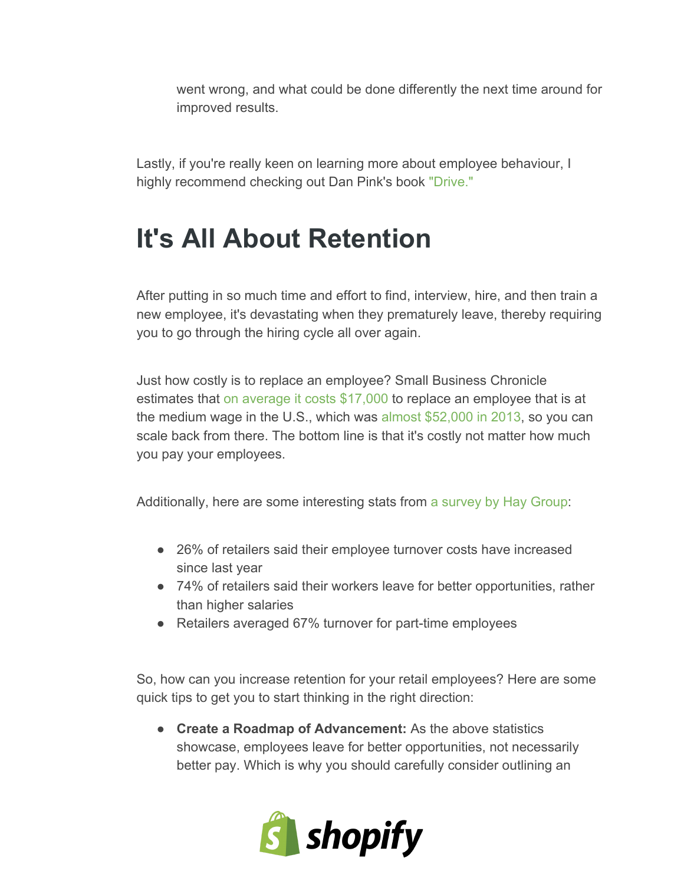went wrong, and what could be done differently the next time around for improved results.

Lastly, if you're really keen on learning more about employee behaviour, I highly recommend checking out Dan Pink's book "Drive."

# It's All About Retention

After putting in so much time and effort to find, interview, hire, and then train a new employee, it's devastating when they prematurely leave, thereby requiring you to go through the hiring cycle all over again.

Just how costly is to replace an employee? Small Business Chronicle estimates that on average it costs $17,000 to replace an employee that is at the medium wage in the U.S., which was almost $52,000 in 2013, so you can scale back from there. The bottom line is that it's costly not matter how much you pay your employees.

Additionally, here are some interesting stats from a survey by Hay Group:

- 26% of retailers said their employee turnover costs have increased since last year
- 74% of retailers said their workers leave for better opportunities, rather than higher salaries
- Retailers averaged 67% turnover for part-time employees

So, how can you increase retention for your retail employees? Here are some quick tips to get you to start thinking in the right direction:

- **Create a Roadmap of Advancement:** As the above statistics showcase, employees leave for better opportunities, not necessarily better pay. Which is why you should carefully consider outlining an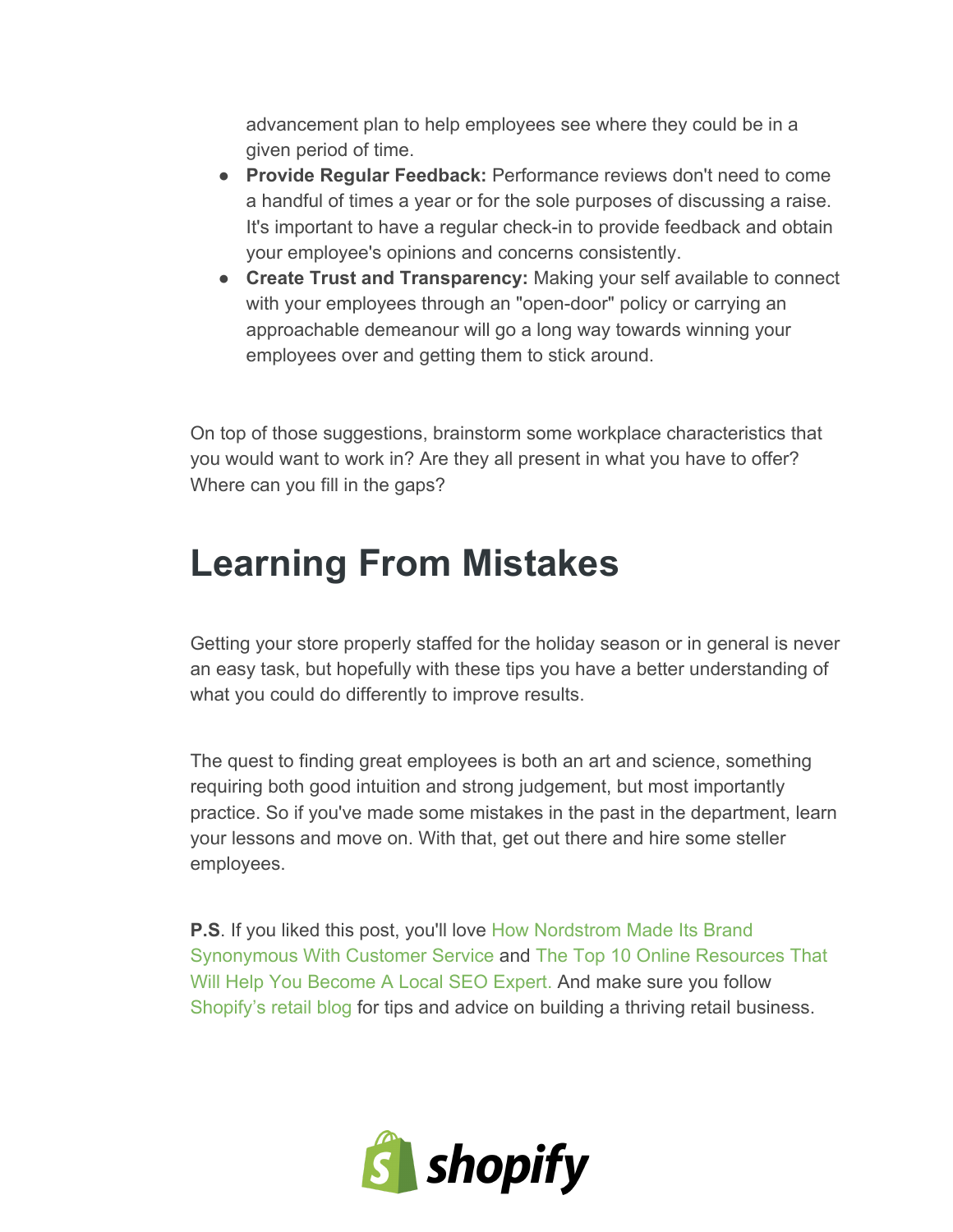advancement plan to help employees see where they could be in a given period of time.

- **Provide Regular Feedback:** Performance reviews don't need to come a handful of times a year or for the sole purposes of discussing a raise. It's important to have a regular check-in to provide feedback and obtain your employee's opinions and concerns consistently.
- **Create Trust and Transparency:** Making your self available to connect with your employees through an "open-door" policy or carrying an approachable demeanour will go a long way towards winning your employees over and getting them to stick around.

On top of those suggestions, brainstorm some workplace characteristics that you would want to work in? Are they all present in what you have to offer? Where can you fill in the gaps?

# Learning From Mistakes

Getting your store properly staffed for the holiday season or in general is never an easy task, but hopefully with these tips you have a better understanding of what you could do differently to improve results.

The quest to finding great employees is both an art and science, something requiring both good intuition and strong judgement, but most importantly practice. So if you've made some mistakes in the past in the department, learn your lessons and move on. With that, get out there and hire some steller employees.

**P.S**. If you liked this post, you'll love How Nordstrom Made Its Brand Synonymous With Customer Service and The Top 10 Online Resources That Will Help You Become A Local SEO Expert. And make sure you follow Shopify's retail blog for tips and advice on building a thriving retail business.

shopify